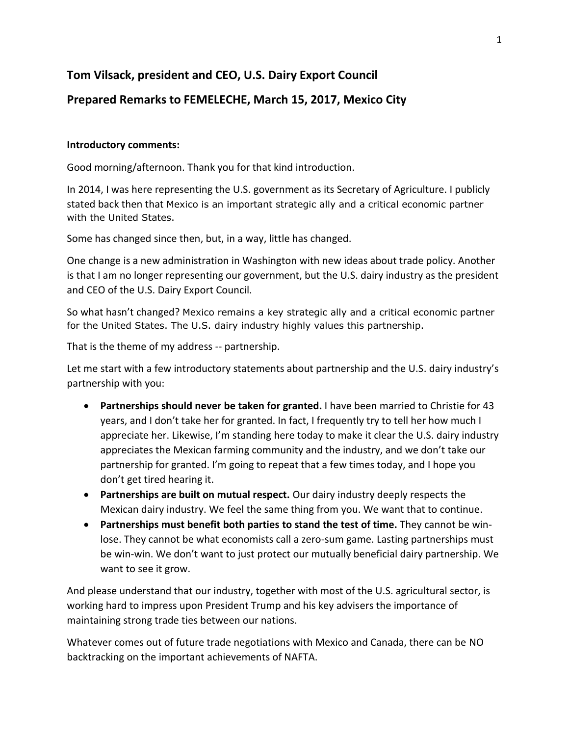# Tom Vilsack, president and CEO, U.S. Dairy Export Council

## Prepared Remarks to FEMELECHE, March 15, 2017, Mexico City

**Introductory comments:**

Good morning/afternoon. Thank you for that kind introduction.

In 2014, I was here representing the U.S. government as its Secretary of Agriculture. I publicly stated back then that Mexico is an important strategic ally and a critical economic partner with the United States.

Some has changed since then, but, in a way, little has changed.

One change is a new administration in Washington with new ideas about trade policy. Another is that I am no longer representing our government, but the U.S. dairy industry as the president and CEO of the U.S. Dairy Export Council.

So what hasn't changed? Mexico remains a key strategic ally and a critical economic partner for the United States. The U.S. dairy industry highly values this partnership.

That is the theme of my address -- partnership.

Let me start with a few introductory statements about partnership and the U.S. dairy industry's partnership with you:

- **Partnerships should never be taken for granted.** I have been married to Christie for 43 years, and I don't take her for granted. In fact, I frequently try to tell her how much I appreciate her. Likewise, I'm standing here today to make it clear the U.S. dairy industry appreciates the Mexican farming community and the industry, and we don't take our partnership for granted. I'm going to repeat that a few times today, and I hope you don't get tired hearing it.
- **Partnerships are built on mutual respect.** Our dairy industry deeply respects the Mexican dairy industry. We feel the same thing from you. We want that to continue.
- **Partnerships must benefit both parties to stand the test of time.** They cannot be win-lose. They cannot be what economists call a zero-sum game. Lasting partnerships must be win-win. We don't want to just protect our mutually beneficial dairy partnership. We want to see it grow.

And please understand that our industry, together with most of the U.S. agricultural sector, is working hard to impress upon President Trump and his key advisers the importance of maintaining strong trade ties between our nations.

Whatever comes out of future trade negotiations with Mexico and Canada, there can be NO backtracking on the important achievements of NAFTA.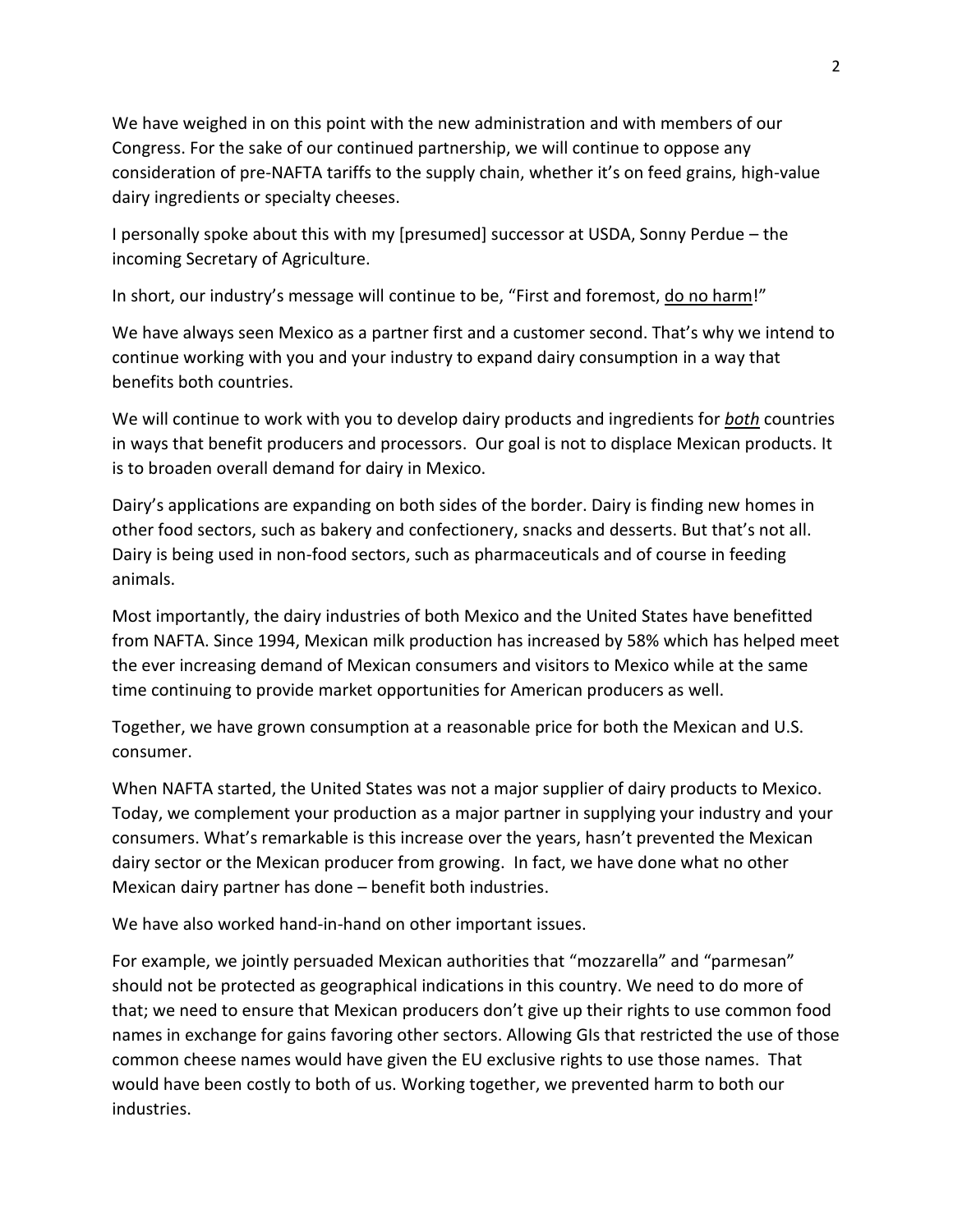We have weighed in on this point with the new administration and with members of our Congress. For the sake of our continued partnership, we will continue to oppose any consideration of pre-NAFTA tariffs to the supply chain, whether it's on feed grains, high-value dairy ingredients or specialty cheeses.

I personally spoke about this with my [presumed] successor at USDA, Sonny Perdue – the incoming Secretary of Agriculture.

In short, our industry's message will continue to be, "First and foremost, <u>do no harm</u>!"

We have always seen Mexico as a partner first and a customer second. That's why we intend to continue working with you and your industry to expand dairy consumption in a way that benefits both countries.

We will continue to work with you to develop dairy products and ingredients for <u>*both*</u> countries in ways that benefit producers and processors. Our goal is not to displace Mexican products. It is to broaden overall demand for dairy in Mexico.

Dairy's applications are expanding on both sides of the border. Dairy is finding new homes in other food sectors, such as bakery and confectionery, snacks and desserts. But that's not all. Dairy is being used in non-food sectors, such as pharmaceuticals and of course in feeding animals.

Most importantly, the dairy industries of both Mexico and the United States have benefitted from NAFTA. Since 1994, Mexican milk production has increased by 58% which has helped meet the ever increasing demand of Mexican consumers and visitors to Mexico while at the same time continuing to provide market opportunities for American producers as well.

Together, we have grown consumption at a reasonable price for both the Mexican and U.S. consumer.

When NAFTA started, the United States was not a major supplier of dairy products to Mexico. Today, we complement your production as a major partner in supplying your industry and your consumers. What's remarkable is this increase over the years, hasn't prevented the Mexican dairy sector or the Mexican producer from growing. In fact, we have done what no other Mexican dairy partner has done – benefit both industries.

We have also worked hand-in-hand on other important issues.

For example, we jointly persuaded Mexican authorities that "mozzarella" and "parmesan" should not be protected as geographical indications in this country. We need to do more of that; we need to ensure that Mexican producers don't give up their rights to use common food names in exchange for gains favoring other sectors. Allowing GIs that restricted the use of those common cheese names would have given the EU exclusive rights to use those names. That would have been costly to both of us. Working together, we prevented harm to both our industries.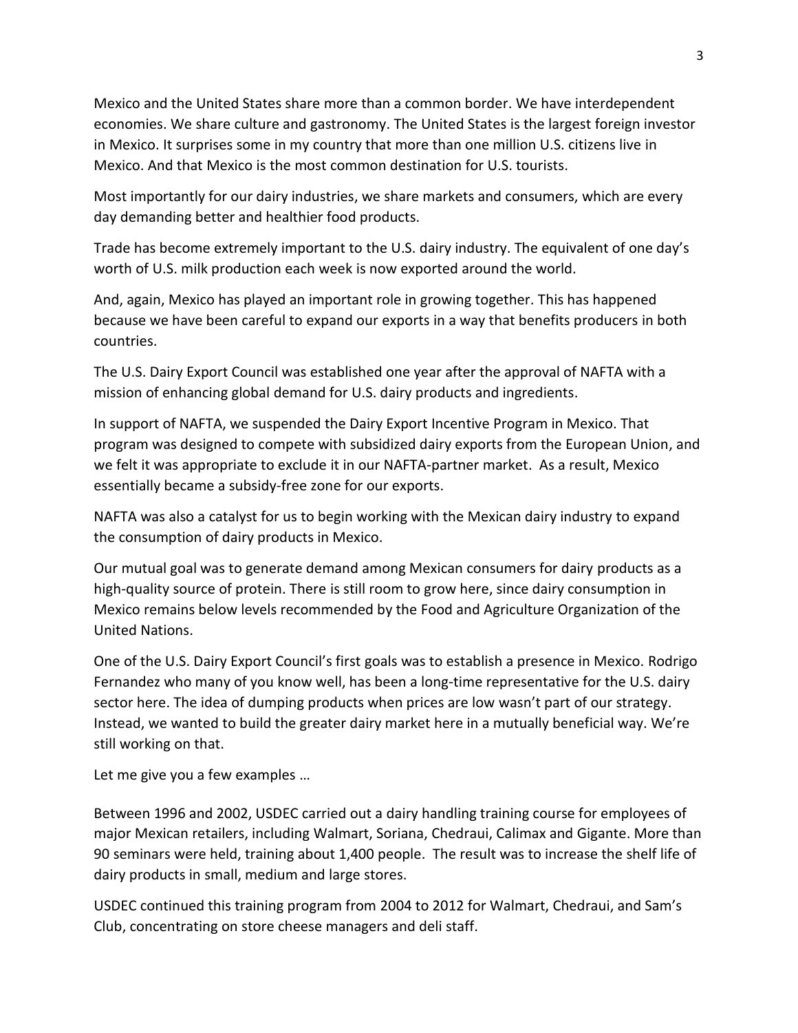Mexico and the United States share more than a common border. We have interdependent economies. We share culture and gastronomy. The United States is the largest foreign investor in Mexico. It surprises some in my country that more than one million U.S. citizens live in Mexico. And that Mexico is the most common destination for U.S. tourists.

Most importantly for our dairy industries, we share markets and consumers, which are every day demanding better and healthier food products.

Trade has become extremely important to the U.S. dairy industry. The equivalent of one day's worth of U.S. milk production each week is now exported around the world.

And, again, Mexico has played an important role in growing together. This has happened because we have been careful to expand our exports in a way that benefits producers in both countries.

The U.S. Dairy Export Council was established one year after the approval of NAFTA with a mission of enhancing global demand for U.S. dairy products and ingredients.

In support of NAFTA, we suspended the Dairy Export Incentive Program in Mexico. That program was designed to compete with subsidized dairy exports from the European Union, and we felt it was appropriate to exclude it in our NAFTA-partner market. As a result, Mexico essentially became a subsidy-free zone for our exports.

NAFTA was also a catalyst for us to begin working with the Mexican dairy industry to expand the consumption of dairy products in Mexico.

Our mutual goal was to generate demand among Mexican consumers for dairy products as a high-quality source of protein. There is still room to grow here, since dairy consumption in Mexico remains below levels recommended by the Food and Agriculture Organization of the United Nations.

One of the U.S. Dairy Export Council's first goals was to establish a presence in Mexico. Rodrigo Fernandez who many of you know well, has been a long-time representative for the U.S. dairy sector here. The idea of dumping products when prices are low wasn't part of our strategy. Instead, we wanted to build the greater dairy market here in a mutually beneficial way. We're still working on that.

Let me give you a few examples …

Between 1996 and 2002, USDEC carried out a dairy handling training course for employees of major Mexican retailers, including Walmart, Soriana, Chedraui, Calimax and Gigante. More than 90 seminars were held, training about 1,400 people. The result was to increase the shelf life of dairy products in small, medium and large stores.

USDEC continued this training program from 2004 to 2012 for Walmart, Chedraui, and Sam's Club, concentrating on store cheese managers and deli staff.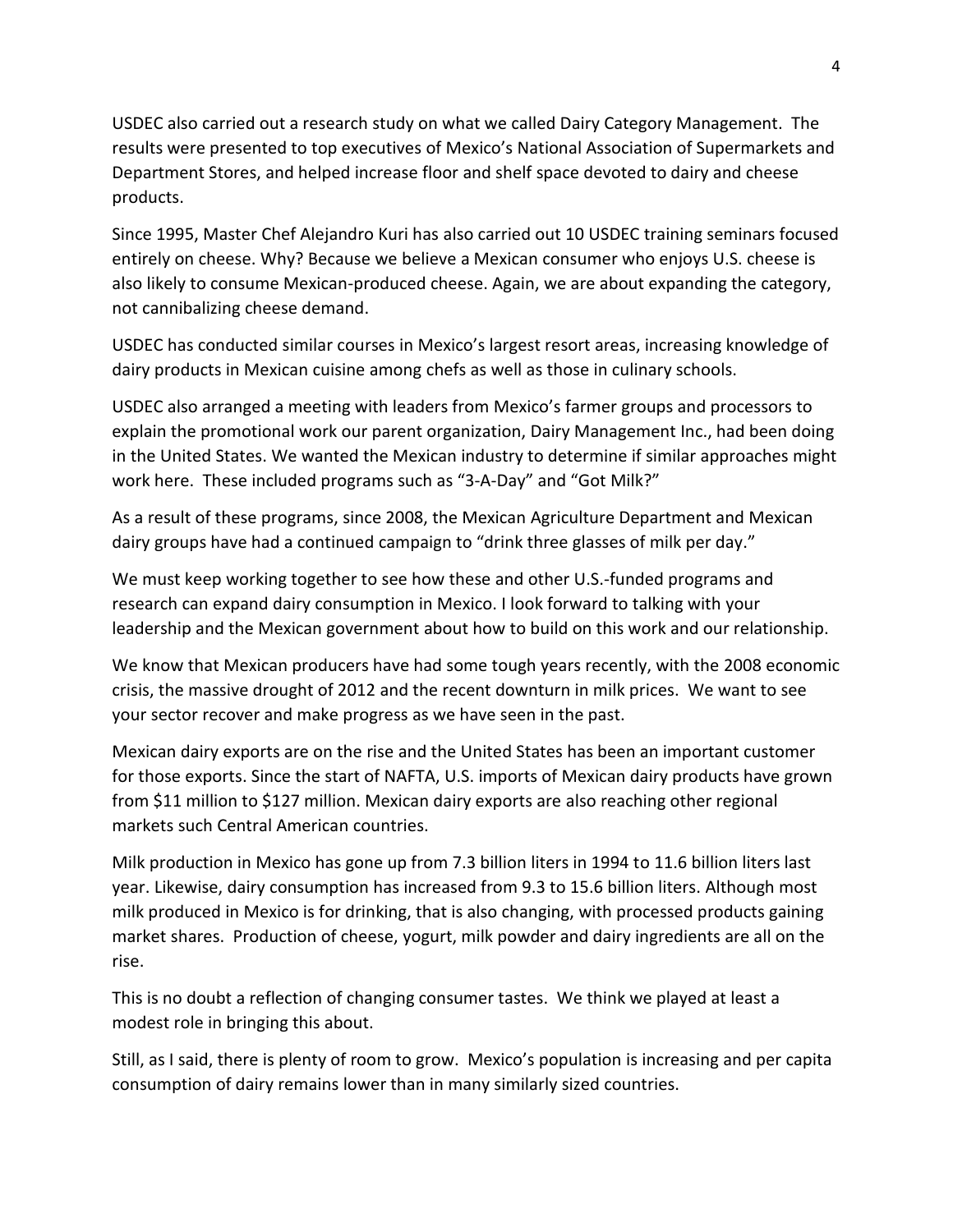USDEC also carried out a research study on what we called Dairy Category Management. The results were presented to top executives of Mexico's National Association of Supermarkets and Department Stores, and helped increase floor and shelf space devoted to dairy and cheese products.

Since 1995, Master Chef Alejandro Kuri has also carried out 10 USDEC training seminars focused entirely on cheese. Why? Because we believe a Mexican consumer who enjoys U.S. cheese is also likely to consume Mexican-produced cheese. Again, we are about expanding the category, not cannibalizing cheese demand.

USDEC has conducted similar courses in Mexico's largest resort areas, increasing knowledge of dairy products in Mexican cuisine among chefs as well as those in culinary schools.

USDEC also arranged a meeting with leaders from Mexico's farmer groups and processors to explain the promotional work our parent organization, Dairy Management Inc., had been doing in the United States. We wanted the Mexican industry to determine if similar approaches might work here. These included programs such as "3-A-Day" and "Got Milk?"

As a result of these programs, since 2008, the Mexican Agriculture Department and Mexican dairy groups have had a continued campaign to "drink three glasses of milk per day."

We must keep working together to see how these and other U.S.-funded programs and research can expand dairy consumption in Mexico. I look forward to talking with your leadership and the Mexican government about how to build on this work and our relationship.

We know that Mexican producers have had some tough years recently, with the 2008 economic crisis, the massive drought of 2012 and the recent downturn in milk prices. We want to see your sector recover and make progress as we have seen in the past.

Mexican dairy exports are on the rise and the United States has been an important customer for those exports. Since the start of NAFTA, U.S. imports of Mexican dairy products have grown from $11 million to $127 million. Mexican dairy exports are also reaching other regional markets such Central American countries.

Milk production in Mexico has gone up from 7.3 billion liters in 1994 to 11.6 billion liters last year. Likewise, dairy consumption has increased from 9.3 to 15.6 billion liters. Although most milk produced in Mexico is for drinking, that is also changing, with processed products gaining market shares. Production of cheese, yogurt, milk powder and dairy ingredients are all on the rise.

This is no doubt a reflection of changing consumer tastes. We think we played at least a modest role in bringing this about.

Still, as I said, there is plenty of room to grow. Mexico's population is increasing and per capita consumption of dairy remains lower than in many similarly sized countries.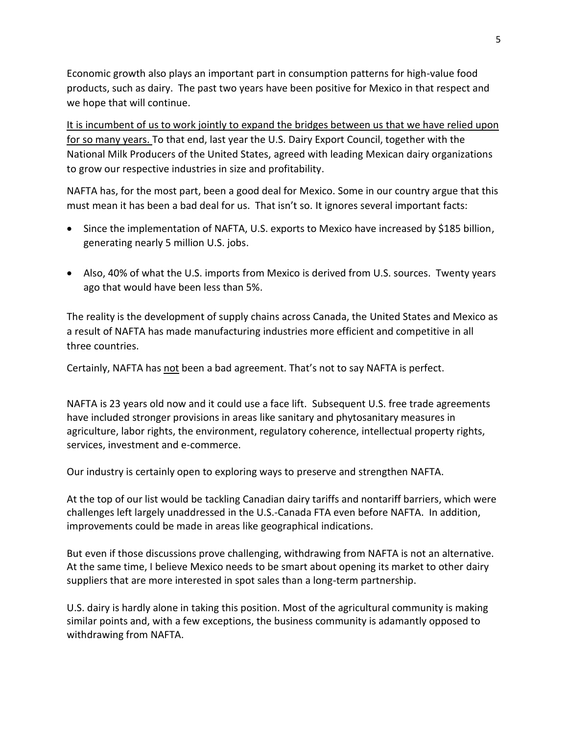Economic growth also plays an important part in consumption patterns for high-value food products, such as dairy. The past two years have been positive for Mexico in that respect and we hope that will continue.

<u>It is incumbent of us to work jointly to expand the bridges between us that we have relied upon for so many years.</u> To that end, last year the U.S. Dairy Export Council, together with the National Milk Producers of the United States, agreed with leading Mexican dairy organizations to grow our respective industries in size and profitability.

NAFTA has, for the most part, been a good deal for Mexico. Some in our country argue that this must mean it has been a bad deal for us. That isn't so. It ignores several important facts:

- Since the implementation of NAFTA, U.S. exports to Mexico have increased by $185 billion, generating nearly 5 million U.S. jobs.

- Also, 40% of what the U.S. imports from Mexico is derived from U.S. sources. Twenty years ago that would have been less than 5%.

The reality is the development of supply chains across Canada, the United States and Mexico as a result of NAFTA has made manufacturing industries more efficient and competitive in all three countries.

Certainly, NAFTA has <u>not</u> been a bad agreement. That's not to say NAFTA is perfect.

NAFTA is 23 years old now and it could use a face lift. Subsequent U.S. free trade agreements have included stronger provisions in areas like sanitary and phytosanitary measures in agriculture, labor rights, the environment, regulatory coherence, intellectual property rights, services, investment and e-commerce.

Our industry is certainly open to exploring ways to preserve and strengthen NAFTA.

At the top of our list would be tackling Canadian dairy tariffs and nontariff barriers, which were challenges left largely unaddressed in the U.S.-Canada FTA even before NAFTA. In addition, improvements could be made in areas like geographical indications.

But even if those discussions prove challenging, withdrawing from NAFTA is not an alternative. At the same time, I believe Mexico needs to be smart about opening its market to other dairy suppliers that are more interested in spot sales than a long-term partnership.

U.S. dairy is hardly alone in taking this position. Most of the agricultural community is making similar points and, with a few exceptions, the business community is adamantly opposed to withdrawing from NAFTA.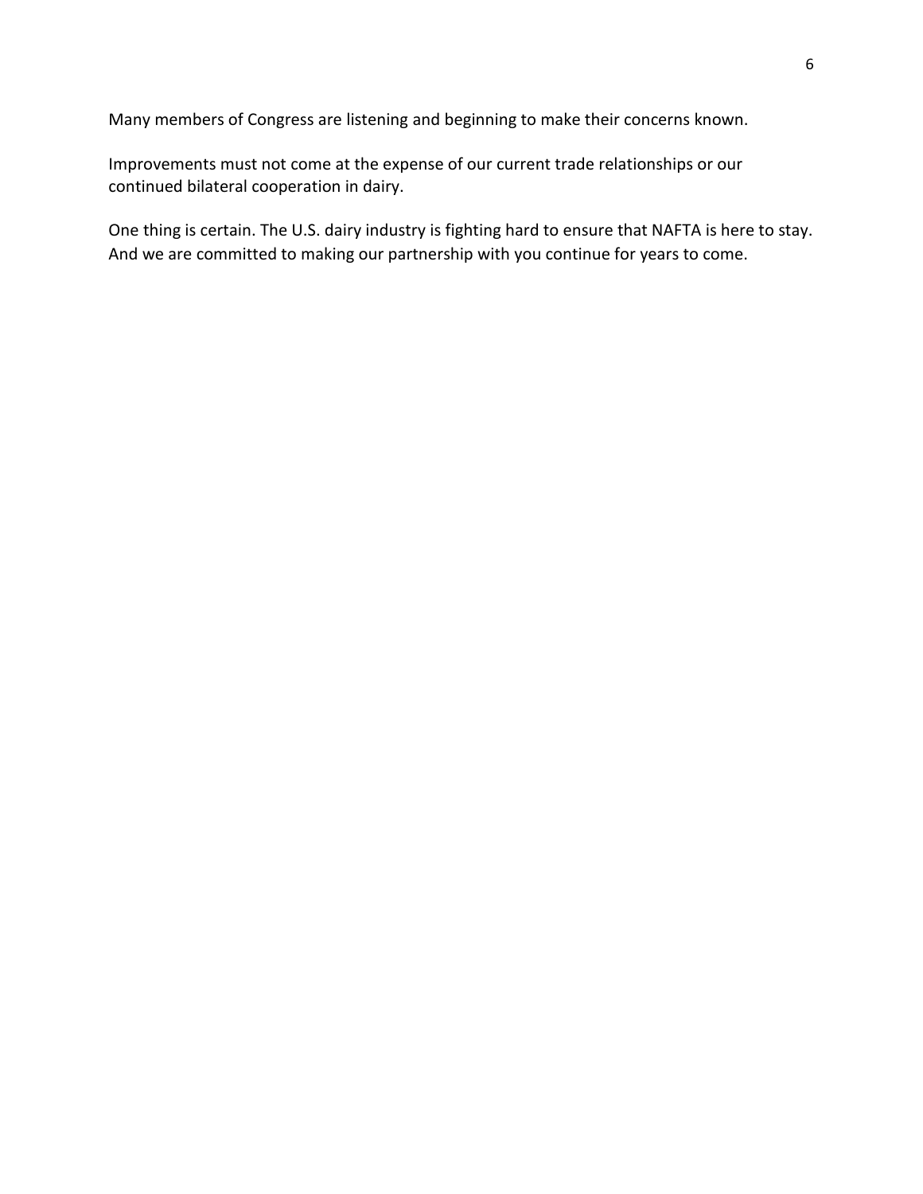Many members of Congress are listening and beginning to make their concerns known.

Improvements must not come at the expense of our current trade relationships or our continued bilateral cooperation in dairy.

One thing is certain. The U.S. dairy industry is fighting hard to ensure that NAFTA is here to stay. And we are committed to making our partnership with you continue for years to come.